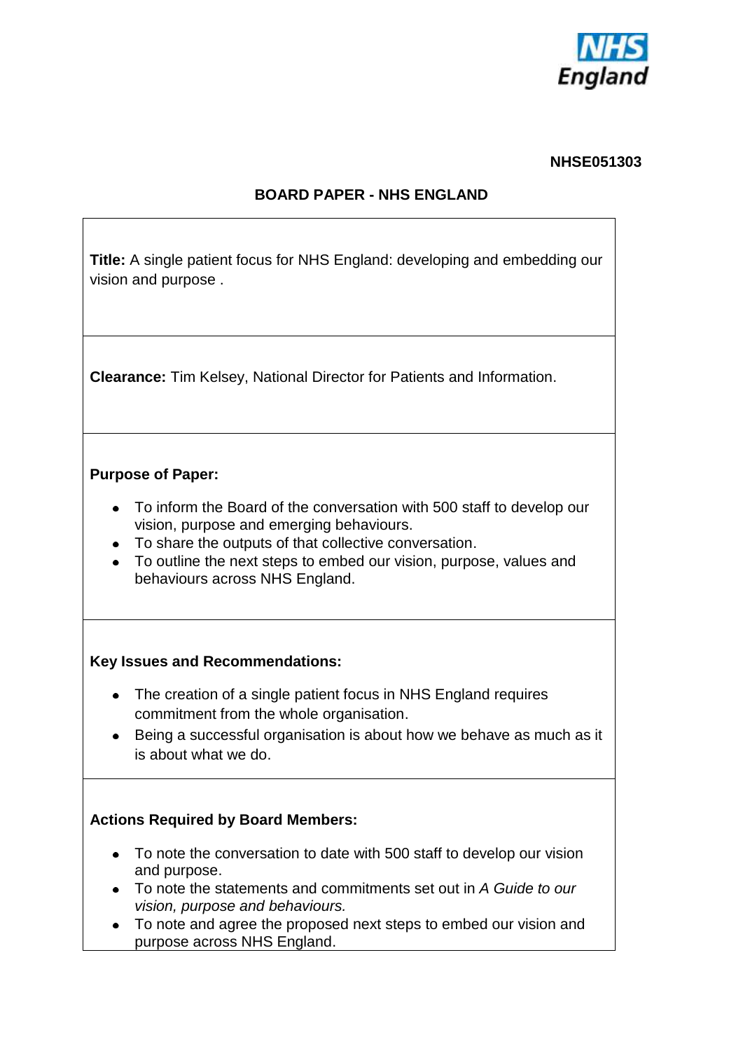NHSE051303

# BOARD PAPER - NHS ENGLAND

**Title:** A single patient focus for NHS England: developing and embedding our vision and purpose .

**Clearance:** Tim Kelsey, National Director for Patients and Information.

**Purpose of Paper:**

- To inform the Board of the conversation with 500 staff to develop our vision, purpose and emerging behaviours.
- To share the outputs of that collective conversation.
- To outline the next steps to embed our vision, purpose, values and behaviours across NHS England.

**Key Issues and Recommendations:**

- The creation of a single patient focus in NHS England requires commitment from the whole organisation.
- Being a successful organisation is about how we behave as much as it is about what we do.

**Actions Required by Board Members:**

- To note the conversation to date with 500 staff to develop our vision and purpose.
- To note the statements and commitments set out in *A Guide to our vision, purpose and behaviours.*
- To note and agree the proposed next steps to embed our vision and purpose across NHS England.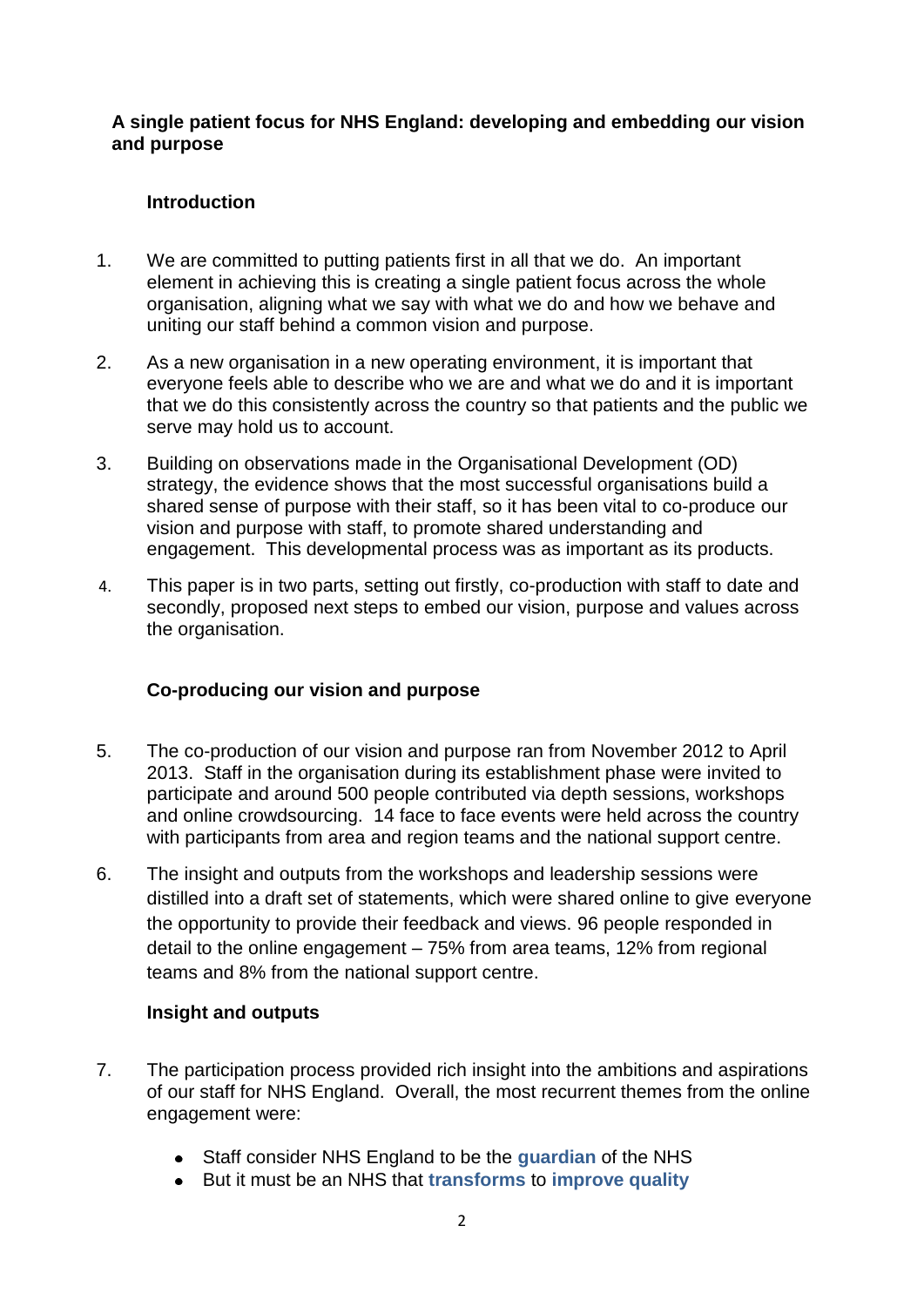**A single patient focus for NHS England: developing and embedding our vision and purpose**

## Introduction

1. We are committed to putting patients first in all that we do. An important element in achieving this is creating a single patient focus across the whole organisation, aligning what we say with what we do and how we behave and uniting our staff behind a common vision and purpose.

2. As a new organisation in a new operating environment, it is important that everyone feels able to describe who we are and what we do and it is important that we do this consistently across the country so that patients and the public we serve may hold us to account.

3. Building on observations made in the Organisational Development (OD) strategy, the evidence shows that the most successful organisations build a shared sense of purpose with their staff, so it has been vital to co-produce our vision and purpose with staff, to promote shared understanding and engagement. This developmental process was as important as its products.

4. This paper is in two parts, setting out firstly, co-production with staff to date and secondly, proposed next steps to embed our vision, purpose and values across the organisation.

## Co-producing our vision and purpose

5. The co-production of our vision and purpose ran from November 2012 to April 2013. Staff in the organisation during its establishment phase were invited to participate and around 500 people contributed via depth sessions, workshops and online crowdsourcing. 14 face to face events were held across the country with participants from area and region teams and the national support centre.

6. The insight and outputs from the workshops and leadership sessions were distilled into a draft set of statements, which were shared online to give everyone the opportunity to provide their feedback and views. 96 people responded in detail to the online engagement – 75% from area teams, 12% from regional teams and 8% from the national support centre.

## Insight and outputs

7. The participation process provided rich insight into the ambitions and aspirations of our staff for NHS England. Overall, the most recurrent themes from the online engagement were:

   - Staff consider NHS England to be the **guardian** of the NHS
   - But it must be an NHS that **transforms** to **improve quality**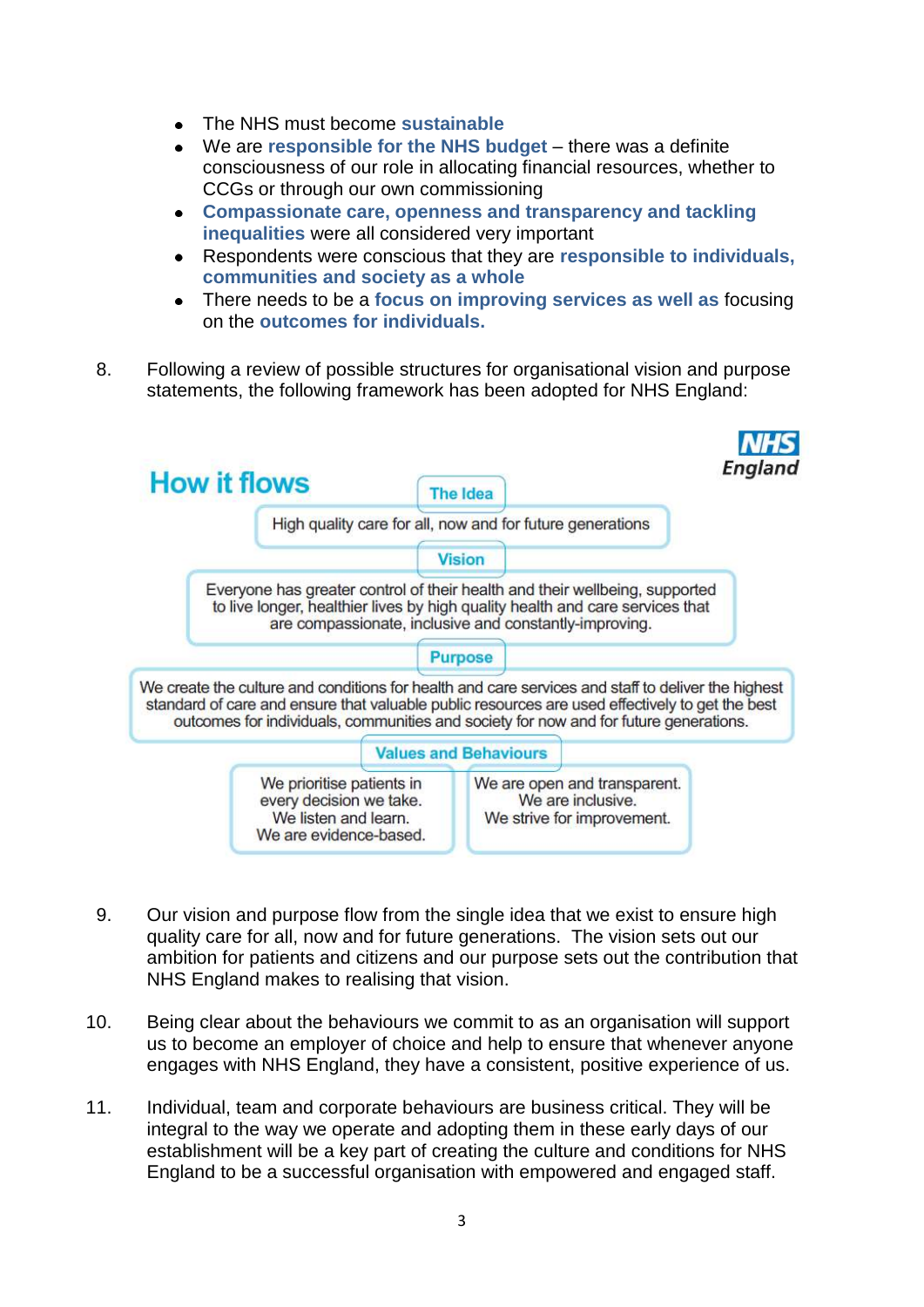- The NHS must become **sustainable**
- We are **responsible for the NHS budget** – there was a definite consciousness of our role in allocating financial resources, whether to CCGs or through our own commissioning
- **Compassionate care, openness and transparency and tackling inequalities** were all considered very important
- Respondents were conscious that they are **responsible to individuals, communities and society as a whole**
- There needs to be a **focus on improving services as well as** focusing on the **outcomes for individuals.**

8. Following a review of possible structures for organisational vision and purpose statements, the following framework has been adopted for NHS England:

## How it flows

NHS England

**The Idea**

High quality care for all, now and for future generations

**Vision**

Everyone has greater control of their health and their wellbeing, supported to live longer, healthier lives by high quality health and care services that are compassionate, inclusive and constantly-improving.

**Purpose**

We create the culture and conditions for health and care services and staff to deliver the highest standard of care and ensure that valuable public resources are used effectively to get the best outcomes for individuals, communities and society for now and for future generations.

**Values and Behaviours**

We prioritise patients in every decision we take.
We listen and learn.
We are evidence-based.

We are open and transparent.
We are inclusive.
We strive for improvement.

9. Our vision and purpose flow from the single idea that we exist to ensure high quality care for all, now and for future generations. The vision sets out our ambition for patients and citizens and our purpose sets out the contribution that NHS England makes to realising that vision.

10. Being clear about the behaviours we commit to as an organisation will support us to become an employer of choice and help to ensure that whenever anyone engages with NHS England, they have a consistent, positive experience of us.

11. Individual, team and corporate behaviours are business critical. They will be integral to the way we operate and adopting them in these early days of our establishment will be a key part of creating the culture and conditions for NHS England to be a successful organisation with empowered and engaged staff.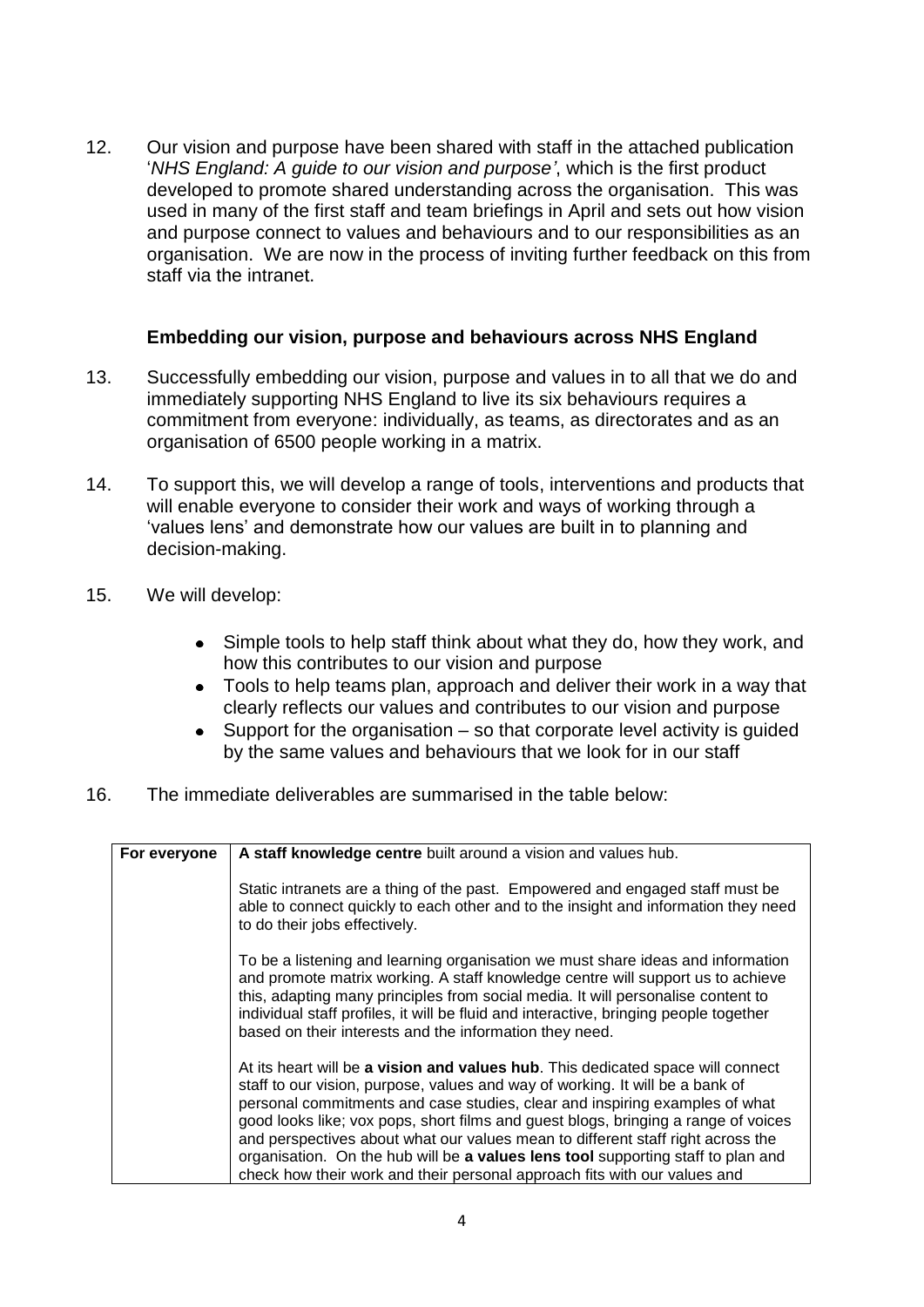12. Our vision and purpose have been shared with staff in the attached publication '*NHS England: A guide to our vision and purpose'*, which is the first product developed to promote shared understanding across the organisation. This was used in many of the first staff and team briefings in April and sets out how vision and purpose connect to values and behaviours and to our responsibilities as an organisation. We are now in the process of inviting further feedback on this from staff via the intranet.

### Embedding our vision, purpose and behaviours across NHS England

13. Successfully embedding our vision, purpose and values in to all that we do and immediately supporting NHS England to live its six behaviours requires a commitment from everyone: individually, as teams, as directorates and as an organisation of 6500 people working in a matrix.

14. To support this, we will develop a range of tools, interventions and products that will enable everyone to consider their work and ways of working through a 'values lens' and demonstrate how our values are built in to planning and decision-making.

15. We will develop:

    - Simple tools to help staff think about what they do, how they work, and how this contributes to our vision and purpose
    - Tools to help teams plan, approach and deliver their work in a way that clearly reflects our values and contributes to our vision and purpose
    - Support for the organisation – so that corporate level activity is guided by the same values and behaviours that we look for in our staff

16. The immediate deliverables are summarised in the table below:

| For everyone | **A staff knowledge centre** built around a vision and values hub.<br><br>Static intranets are a thing of the past. Empowered and engaged staff must be able to connect quickly to each other and to the insight and information they need to do their jobs effectively.<br><br>To be a listening and learning organisation we must share ideas and information and promote matrix working. A staff knowledge centre will support us to achieve this, adapting many principles from social media. It will personalise content to individual staff profiles, it will be fluid and interactive, bringing people together based on their interests and the information they need.<br><br>At its heart will be **a vision and values hub**. This dedicated space will connect staff to our vision, purpose, values and way of working. It will be a bank of personal commitments and case studies, clear and inspiring examples of what good looks like; vox pops, short films and guest blogs, bringing a range of voices and perspectives about what our values mean to different staff right across the organisation. On the hub will be **a values lens tool** supporting staff to plan and check how their work and their personal approach fits with our values and |
|---|---|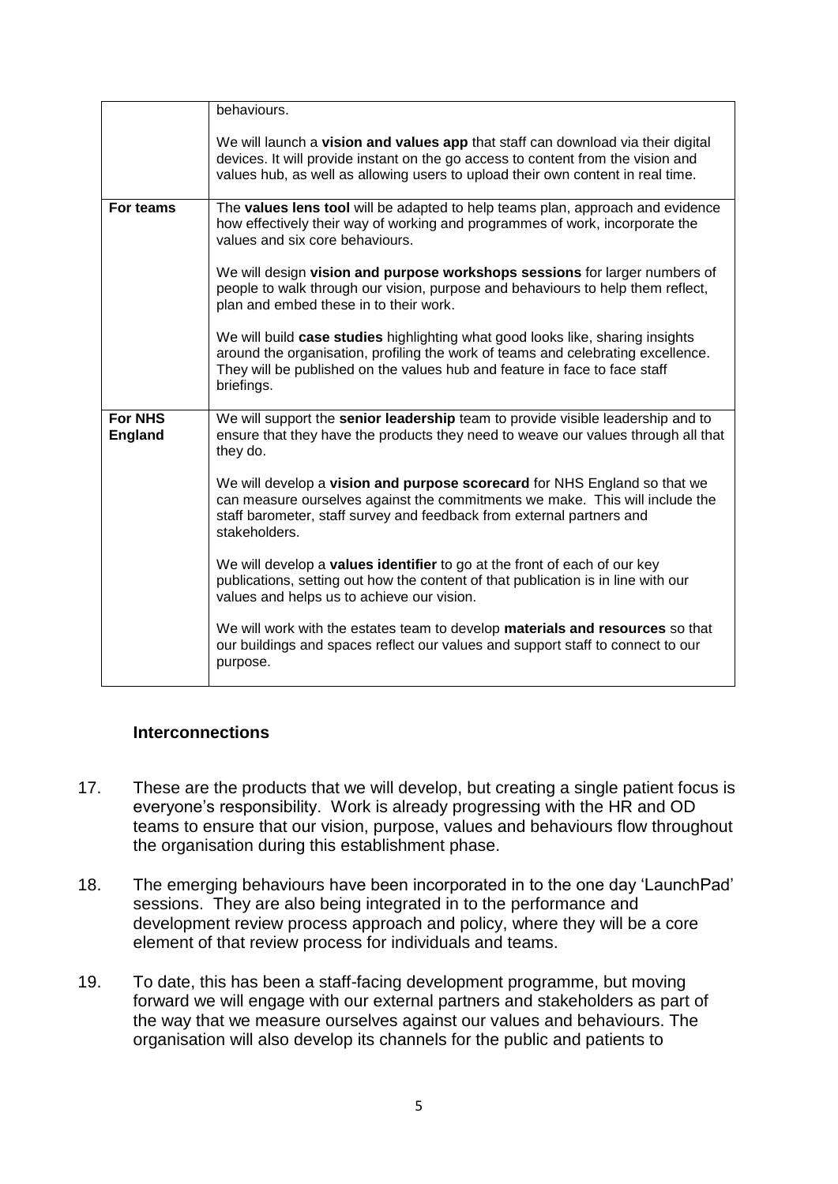| | |
|---|---|
| | behaviours.<br><br>We will launch a **vision and values app** that staff can download via their digital devices. It will provide instant on the go access to content from the vision and values hub, as well as allowing users to upload their own content in real time. |
| **For teams** | The **values lens tool** will be adapted to help teams plan, approach and evidence how effectively their way of working and programmes of work, incorporate the values and six core behaviours.<br><br>We will design **vision and purpose workshops sessions** for larger numbers of people to walk through our vision, purpose and behaviours to help them reflect, plan and embed these in to their work.<br><br>We will build **case studies** highlighting what good looks like, sharing insights around the organisation, profiling the work of teams and celebrating excellence. They will be published on the values hub and feature in face to face staff briefings. |
| **For NHS England** | We will support the **senior leadership** team to provide visible leadership and to ensure that they have the products they need to weave our values through all that they do.<br><br>We will develop a **vision and purpose scorecard** for NHS England so that we can measure ourselves against the commitments we make. This will include the staff barometer, staff survey and feedback from external partners and stakeholders.<br><br>We will develop a **values identifier** to go at the front of each of our key publications, setting out how the content of that publication is in line with our values and helps us to achieve our vision.<br><br>We will work with the estates team to develop **materials and resources** so that our buildings and spaces reflect our values and support staff to connect to our purpose. |

### Interconnections

17. These are the products that we will develop, but creating a single patient focus is everyone's responsibility. Work is already progressing with the HR and OD teams to ensure that our vision, purpose, values and behaviours flow throughout the organisation during this establishment phase.

18. The emerging behaviours have been incorporated in to the one day 'LaunchPad' sessions. They are also being integrated in to the performance and development review process approach and policy, where they will be a core element of that review process for individuals and teams.

19. To date, this has been a staff-facing development programme, but moving forward we will engage with our external partners and stakeholders as part of the way that we measure ourselves against our values and behaviours. The organisation will also develop its channels for the public and patients to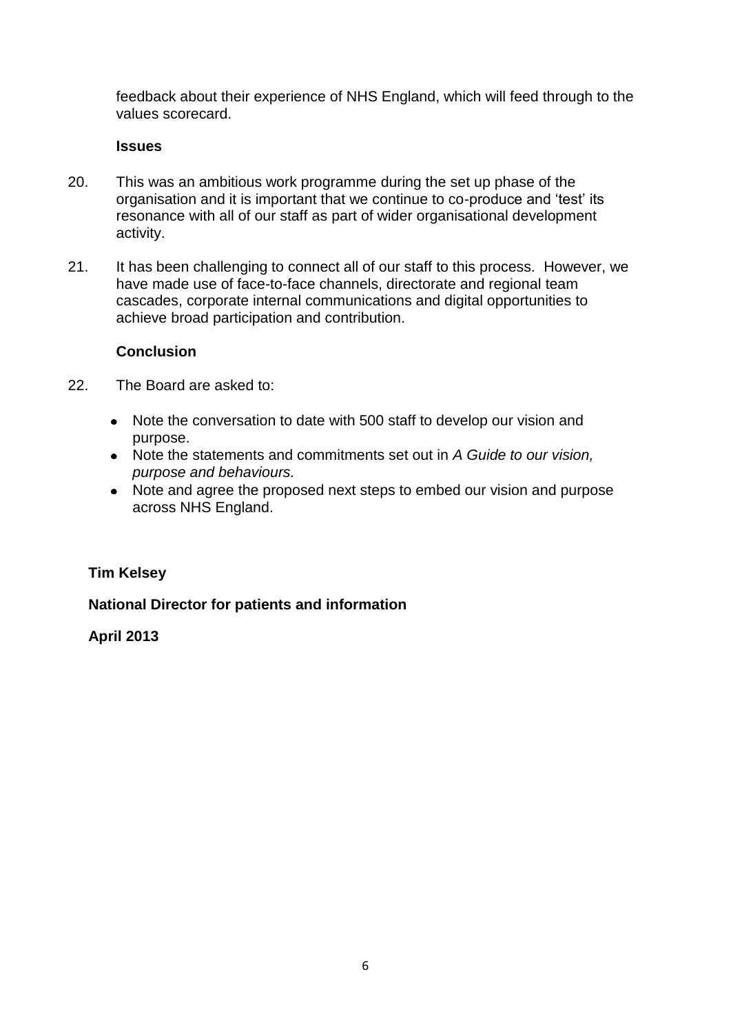feedback about their experience of NHS England, which will feed through to the values scorecard.

**Issues**

20. This was an ambitious work programme during the set up phase of the organisation and it is important that we continue to co-produce and 'test' its resonance with all of our staff as part of wider organisational development activity.

21. It has been challenging to connect all of our staff to this process. However, we have made use of face-to-face channels, directorate and regional team cascades, corporate internal communications and digital opportunities to achieve broad participation and contribution.

**Conclusion**

22. The Board are asked to:

- Note the conversation to date with 500 staff to develop our vision and purpose.
- Note the statements and commitments set out in *A Guide to our vision, purpose and behaviours.*
- Note and agree the proposed next steps to embed our vision and purpose across NHS England.

**Tim Kelsey**

**National Director for patients and information**

**April 2013**